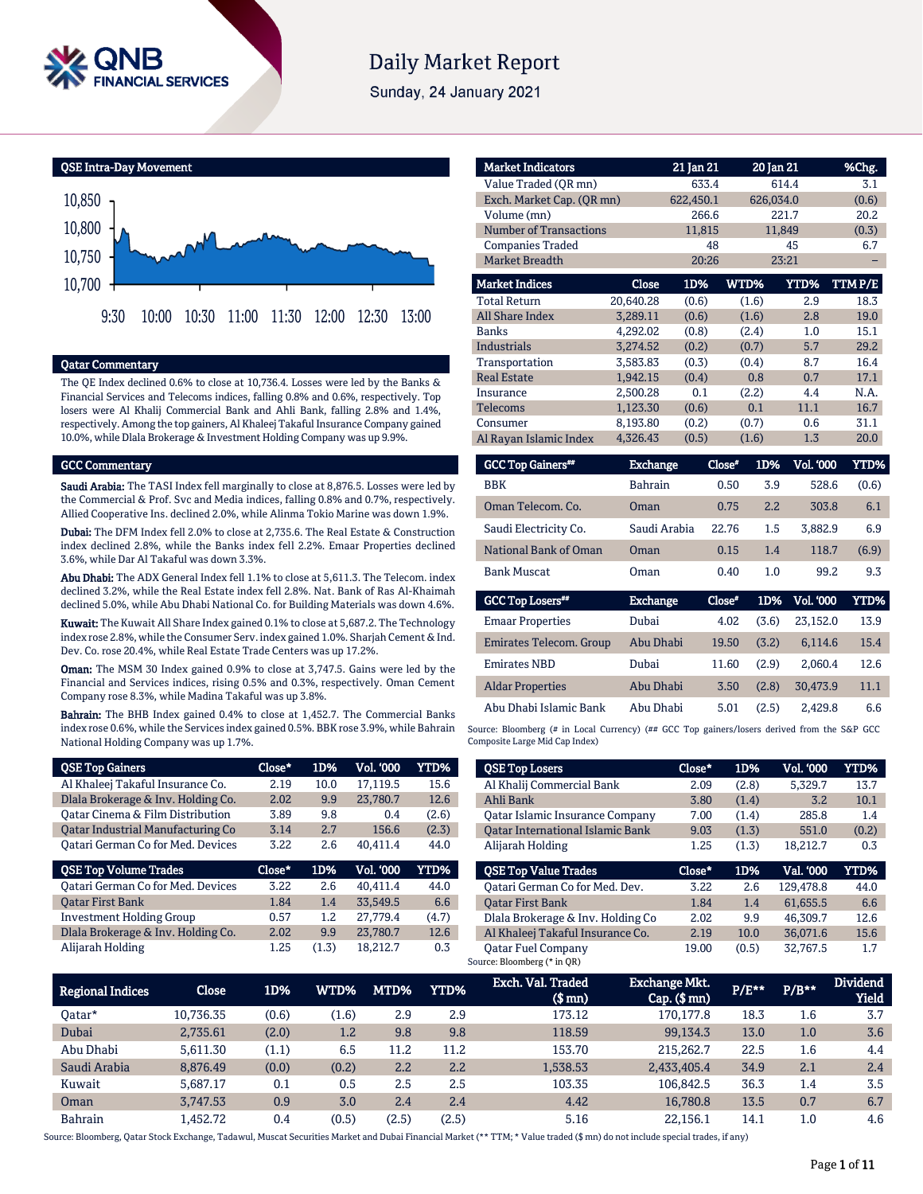# Daily Market Report

Sunday, 24 January 2021

## QSE Intra-Day Movement

## Qatar Commentary

The QE Index declined 0.6% to close at 10,736.4. Losses were led by the Banks & Financial Services and Telecoms indices, falling 0.8% and 0.6%, respectively. Top losers were Al Khalij Commercial Bank and Ahli Bank, falling 2.8% and 1.4%, respectively. Among the top gainers, Al Khaleej Takaful Insurance Company gained 10.0%, while Dlala Brokerage & Investment Holding Company was up 9.9%.

## GCC Commentary

**Saudi Arabia:** The TASI Index fell marginally to close at 8,876.5. Losses were led by the Commercial & Prof. Svc and Media indices, falling 0.8% and 0.7%, respectively. Allied Cooperative Ins. declined 2.0%, while Alinma Tokio Marine was down 1.9%.

**Dubai:** The DFM Index fell 2.0% to close at 2,735.6. The Real Estate & Construction index declined 2.8%, while the Banks index fell 2.2%. Emaar Properties declined 3.6%, while Dar Al Takaful was down 3.3%.

**Abu Dhabi:** The ADX General Index fell 1.1% to close at 5,611.3. The Telecom. index declined 3.2%, while the Real Estate index fell 2.8%. Nat. Bank of Ras Al-Khaimah declined 5.0%, while Abu Dhabi National Co. for Building Materials was down 4.6%.

**Kuwait:** The Kuwait All Share Index gained 0.1% to close at 5,687.2. The Technology index rose 2.8%, while the Consumer Serv. index gained 1.0%. Sharjah Cement & Ind. Dev. Co. rose 20.4%, while Real Estate Trade Centers was up 17.2%.

**Oman:** The MSM 30 Index gained 0.9% to close at 3,747.5. Gains were led by the Financial and Services indices, rising 0.5% and 0.3%, respectively. Oman Cement Company rose 8.3%, while Madina Takaful was up 3.8%.

**Bahrain:** The BHB Index gained 0.4% to close at 1,452.7. The Commercial Banks index rose 0.6%, while the Services index gained 0.5%. BBK rose 3.9%, while Bahrain National Holding Company was up 1.7%.

| Market Indicators | 21 Jan 21 | 20 Jan 21 | %Chg. |
|---|---|---|---|
| Value Traded (QR mn) | 633.4 | 614.4 | 3.1 |
| Exch. Market Cap. (QR mn) | 622,450.1 | 626,034.0 | (0.6) |
| Volume (mn) | 266.6 | 221.7 | 20.2 |
| Number of Transactions | 11,815 | 11,849 | (0.3) |
| Companies Traded | 48 | 45 | 6.7 |
| Market Breadth | 20:26 | 23:21 | – |

| Market Indices | Close | 1D% | WTD% | YTD% | TTM P/E |
|---|---|---|---|---|---|
| Total Return | 20,640.28 | (0.6) | (1.6) | 2.9 | 18.3 |
| All Share Index | 3,289.11 | (0.6) | (1.6) | 2.8 | 19.0 |
| Banks | 4,292.02 | (0.8) | (2.4) | 1.0 | 15.1 |
| Industrials | 3,274.52 | (0.2) | (0.7) | 5.7 | 29.2 |
| Transportation | 3,583.83 | (0.3) | (0.4) | 8.7 | 16.4 |
| Real Estate | 1,942.15 | (0.4) | 0.8 | 0.7 | 17.1 |
| Insurance | 2,500.28 | 0.1 | (2.2) | 4.4 | N.A. |
| Telecoms | 1,123.30 | (0.6) | 0.1 | 11.1 | 16.7 |
| Consumer | 8,193.80 | (0.2) | (0.7) | 0.6 | 31.1 |
| Al Rayan Islamic Index | 4,326.43 | (0.5) | (1.6) | 1.3 | 20.0 |

| GCC Top Gainers## | Exchange | Close# | 1D% | Vol. '000 | YTD% |
|---|---|---|---|---|---|
| BBK | Bahrain | 0.50 | 3.9 | 528.6 | (0.6) |
| Oman Telecom. Co. | Oman | 0.75 | 2.2 | 303.8 | 6.1 |
| Saudi Electricity Co. | Saudi Arabia | 22.76 | 1.5 | 3,882.9 | 6.9 |
| National Bank of Oman | Oman | 0.15 | 1.4 | 118.7 | (6.9) |
| Bank Muscat | Oman | 0.40 | 1.0 | 99.2 | 9.3 |

| GCC Top Losers## | Exchange | Close# | 1D% | Vol. '000 | YTD% |
|---|---|---|---|---|---|
| Emaar Properties | Dubai | 4.02 | (3.6) | 23,152.0 | 13.9 |
| Emirates Telecom. Group | Abu Dhabi | 19.50 | (3.2) | 6,114.6 | 15.4 |
| Emirates NBD | Dubai | 11.60 | (2.9) | 2,060.4 | 12.6 |
| Aldar Properties | Abu Dhabi | 3.50 | (2.8) | 30,473.9 | 11.1 |
| Abu Dhabi Islamic Bank | Abu Dhabi | 5.01 | (2.5) | 2,429.8 | 6.6 |

Source: Bloomberg (# in Local Currency) (## GCC Top gainers/losers derived from the S&P GCC Composite Large Mid Cap Index)

| QSE Top Gainers | Close* | 1D% | Vol. '000 | YTD% |
|---|---|---|---|---|
| Al Khaleej Takaful Insurance Co. | 2.19 | 10.0 | 17,119.5 | 15.6 |
| Dlala Brokerage & Inv. Holding Co. | 2.02 | 9.9 | 23,780.7 | 12.6 |
| Qatar Cinema & Film Distribution | 3.89 | 9.8 | 0.4 | (2.6) |
| Qatar Industrial Manufacturing Co | 3.14 | 2.7 | 156.6 | (2.3) |
| Qatari German Co for Med. Devices | 3.22 | 2.6 | 40,411.4 | 44.0 |

| QSE Top Volume Trades | Close* | 1D% | Vol. '000 | YTD% |
|---|---|---|---|---|
| Qatari German Co for Med. Devices | 3.22 | 2.6 | 40,411.4 | 44.0 |
| Qatar First Bank | 1.84 | 1.4 | 33,549.5 | 6.6 |
| Investment Holding Group | 0.57 | 1.2 | 27,779.4 | (4.7) |
| Dlala Brokerage & Inv. Holding Co. | 2.02 | 9.9 | 23,780.7 | 12.6 |
| Alijarah Holding | 1.25 | (1.3) | 18,212.7 | 0.3 |

| QSE Top Losers | Close* | 1D% | Vol. '000 | YTD% |
|---|---|---|---|---|
| Al Khalij Commercial Bank | 2.09 | (2.8) | 5,329.7 | 13.7 |
| Ahli Bank | 3.80 | (1.4) | 3.2 | 10.1 |
| Qatar Islamic Insurance Company | 7.00 | (1.4) | 285.8 | 1.4 |
| Qatar International Islamic Bank | 9.03 | (1.3) | 551.0 | (0.2) |
| Alijarah Holding | 1.25 | (1.3) | 18,212.7 | 0.3 |

| QSE Top Value Trades | Close* | 1D% | Val. '000 | YTD% |
|---|---|---|---|---|
| Qatari German Co for Med. Dev. | 3.22 | 2.6 | 129,478.8 | 44.0 |
| Qatar First Bank | 1.84 | 1.4 | 61,655.5 | 6.6 |
| Dlala Brokerage & Inv. Holding Co | 2.02 | 9.9 | 46,309.7 | 12.6 |
| Al Khaleej Takaful Insurance Co. | 2.19 | 10.0 | 36,071.6 | 15.6 |
| Qatar Fuel Company | 19.00 | (0.5) | 32,767.5 | 1.7 |

Source: Bloomberg (* in QR)

| Regional Indices | Close | 1D% | WTD% | MTD% | YTD% | Exch. Val. Traded ($ mn) | Exchange Mkt. Cap. ($ mn) | P/E** | P/B** | Dividend Yield |
|---|---|---|---|---|---|---|---|---|---|---|
| Qatar* | 10,736.35 | (0.6) | (1.6) | 2.9 | 2.9 | 173.12 | 170,177.8 | 18.3 | 1.6 | 3.7 |
| Dubai | 2,735.61 | (2.0) | 1.2 | 9.8 | 9.8 | 118.59 | 99,134.3 | 13.0 | 1.0 | 3.6 |
| Abu Dhabi | 5,611.30 | (1.1) | 6.5 | 11.2 | 11.2 | 153.70 | 215,262.7 | 22.5 | 1.6 | 4.4 |
| Saudi Arabia | 8,876.49 | (0.0) | (0.2) | 2.2 | 2.2 | 1,538.53 | 2,433,405.4 | 34.9 | 2.1 | 2.4 |
| Kuwait | 5,687.17 | 0.1 | 0.5 | 2.5 | 2.5 | 103.35 | 106,842.5 | 36.3 | 1.4 | 3.5 |
| Oman | 3,747.53 | 0.9 | 3.0 | 2.4 | 2.4 | 4.42 | 16,780.8 | 13.5 | 0.7 | 6.7 |
| Bahrain | 1,452.72 | 0.4 | (0.5) | (2.5) | (2.5) | 5.16 | 22,156.1 | 14.1 | 1.0 | 4.6 |

Source: Bloomberg, Qatar Stock Exchange, Tadawul, Muscat Securities Market and Dubai Financial Market (** TTM; * Value traded ($ mn) do not include special trades, if any)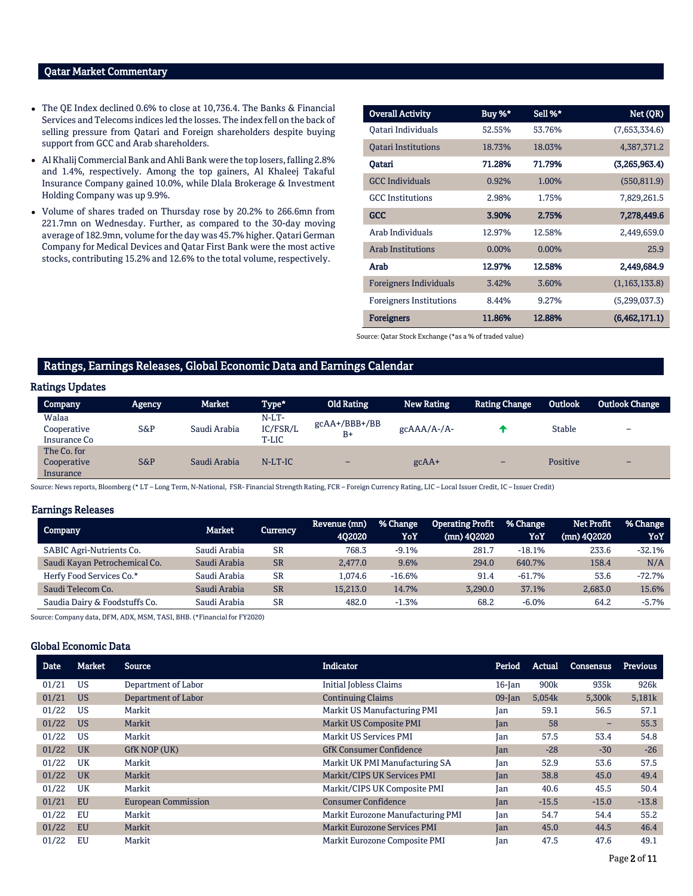## Qatar Market Commentary

- The QE Index declined 0.6% to close at 10,736.4. The Banks & Financial Services and Telecoms indices led the losses. The index fell on the back of selling pressure from Qatari and Foreign shareholders despite buying support from GCC and Arab shareholders.
- Al Khalij Commercial Bank and Ahli Bank were the top losers, falling 2.8% and 1.4%, respectively. Among the top gainers, Al Khaleej Takaful Insurance Company gained 10.0%, while Dlala Brokerage & Investment Holding Company was up 9.9%.
- Volume of shares traded on Thursday rose by 20.2% to 266.6mn from 221.7mn on Wednesday. Further, as compared to the 30-day moving average of 182.9mn, volume for the day was 45.7% higher. Qatari German Company for Medical Devices and Qatar First Bank were the most active stocks, contributing 15.2% and 12.6% to the total volume, respectively.

| Overall Activity | Buy %* | Sell %* | Net (QR) |
|---|---|---|---|
| Qatari Individuals | 52.55% | 53.76% | (7,653,334.6) |
| Qatari Institutions | 18.73% | 18.03% | 4,387,371.2 |
| **Qatari** | **71.28%** | **71.79%** | **(3,265,963.4)** |
| GCC Individuals | 0.92% | 1.00% | (550,811.9) |
| GCC Institutions | 2.98% | 1.75% | 7,829,261.5 |
| **GCC** | **3.90%** | **2.75%** | **7,278,449.6** |
| Arab Individuals | 12.97% | 12.58% | 2,449,659.0 |
| Arab Institutions | 0.00% | 0.00% | 25.9 |
| **Arab** | **12.97%** | **12.58%** | **2,449,684.9** |
| Foreigners Individuals | 3.42% | 3.60% | (1,163,133.8) |
| Foreigners Institutions | 8.44% | 9.27% | (5,299,037.3) |
| **Foreigners** | **11.86%** | **12.88%** | **(6,462,171.1)** |

Source: Qatar Stock Exchange (*as a % of traded value)

## Ratings, Earnings Releases, Global Economic Data and Earnings Calendar

### Ratings Updates

| Company | Agency | Market | Type* | Old Rating | New Rating | Rating Change | Outlook | Outlook Change |
|---|---|---|---|---|---|---|---|---|
| Walaa Cooperative Insurance Co | S&P | Saudi Arabia | N-LT-IC/FSR/LT-LIC | gcAA+/BBB+/BBB+ | gcAAA/A-/A- | ↑ | Stable | – |
| The Co. for Cooperative Insurance | S&P | Saudi Arabia | N-LT-IC | – | gcAA+ | – | Positive | – |

Source: News reports, Bloomberg (* LT – Long Term, N-National, FSR- Financial Strength Rating, FCR – Foreign Currency Rating, LIC – Local Issuer Credit, IC – Issuer Credit)

### Earnings Releases

| Company | Market | Currency | Revenue (mn) 4Q2020 | % Change YoY | Operating Profit (mn) 4Q2020 | % Change YoY | Net Profit (mn) 4Q2020 | % Change YoY |
|---|---|---|---|---|---|---|---|---|
| SABIC Agri-Nutrients Co. | Saudi Arabia | SR | 768.3 | -9.1% | 281.7 | -18.1% | 233.6 | -32.1% |
| Saudi Kayan Petrochemical Co. | Saudi Arabia | SR | 2,477.0 | 9.6% | 294.0 | 640.7% | 158.4 | N/A |
| Herfy Food Services Co.* | Saudi Arabia | SR | 1,074.6 | -16.6% | 91.4 | -61.7% | 53.6 | -72.7% |
| Saudi Telecom Co. | Saudi Arabia | SR | 15,213.0 | 14.7% | 3,290.0 | 37.1% | 2,683.0 | 15.6% |
| Saudia Dairy & Foodstuffs Co. | Saudi Arabia | SR | 482.0 | -1.3% | 68.2 | -6.0% | 64.2 | -5.7% |

Source: Company data, DFM, ADX, MSM, TASI, BHB. (*Financial for FY2020)

### Global Economic Data

| Date | Market | Source | Indicator | Period | Actual | Consensus | Previous |
|---|---|---|---|---|---|---|---|
| 01/21 | US | Department of Labor | Initial Jobless Claims | 16-Jan | 900k | 935k | 926k |
| 01/21 | US | Department of Labor | Continuing Claims | 09-Jan | 5,054k | 5,300k | 5,181k |
| 01/22 | US | Markit | Markit US Manufacturing PMI | Jan | 59.1 | 56.5 | 57.1 |
| 01/22 | US | Markit | Markit US Composite PMI | Jan | 58 | – | 55.3 |
| 01/22 | US | Markit | Markit US Services PMI | Jan | 57.5 | 53.4 | 54.8 |
| 01/22 | UK | GfK NOP (UK) | GfK Consumer Confidence | Jan | -28 | -30 | -26 |
| 01/22 | UK | Markit | Markit UK PMI Manufacturing SA | Jan | 52.9 | 53.6 | 57.5 |
| 01/22 | UK | Markit | Markit/CIPS UK Services PMI | Jan | 38.8 | 45.0 | 49.4 |
| 01/22 | UK | Markit | Markit/CIPS UK Composite PMI | Jan | 40.6 | 45.5 | 50.4 |
| 01/21 | EU | European Commission | Consumer Confidence | Jan | -15.5 | -15.0 | -13.8 |
| 01/22 | EU | Markit | Markit Eurozone Manufacturing PMI | Jan | 54.7 | 54.4 | 55.2 |
| 01/22 | EU | Markit | Markit Eurozone Services PMI | Jan | 45.0 | 44.5 | 46.4 |
| 01/22 | EU | Markit | Markit Eurozone Composite PMI | Jan | 47.5 | 47.6 | 49.1 |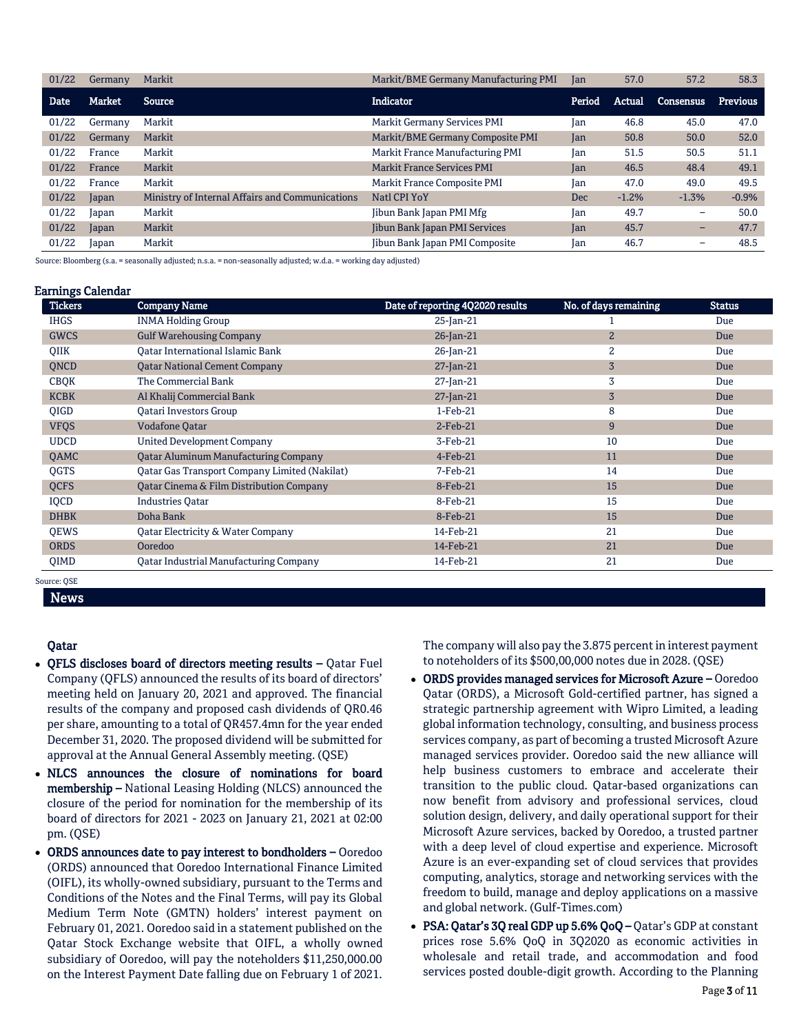| Date | Market | Source | Indicator | Period | Actual | Consensus | Previous |
|---|---|---|---|---|---|---|---|
| 01/22 | Germany | Markit | Markit/BME Germany Manufacturing PMI | Jan | 57.0 | 57.2 | 58.3 |
| 01/22 | Germany | Markit | Markit Germany Services PMI | Jan | 46.8 | 45.0 | 47.0 |
| 01/22 | Germany | Markit | Markit/BME Germany Composite PMI | Jan | 50.8 | 50.0 | 52.0 |
| 01/22 | France | Markit | Markit France Manufacturing PMI | Jan | 51.5 | 50.5 | 51.1 |
| 01/22 | France | Markit | Markit France Services PMI | Jan | 46.5 | 48.4 | 49.1 |
| 01/22 | France | Markit | Markit France Composite PMI | Jan | 47.0 | 49.0 | 49.5 |
| 01/22 | Japan | Ministry of Internal Affairs and Communications | Natl CPI YoY | Dec | -1.2% | -1.3% | -0.9% |
| 01/22 | Japan | Markit | Jibun Bank Japan PMI Mfg | Jan | 49.7 | – | 50.0 |
| 01/22 | Japan | Markit | Jibun Bank Japan PMI Services | Jan | 45.7 | – | 47.7 |
| 01/22 | Japan | Markit | Jibun Bank Japan PMI Composite | Jan | 46.7 | – | 48.5 |

Source: Bloomberg (s.a. = seasonally adjusted; n.s.a. = non-seasonally adjusted; w.d.a. = working day adjusted)

## Earnings Calendar

| Tickers | Company Name | Date of reporting 4Q2020 results | No. of days remaining | Status |
|---|---|---|---|---|
| IHGS | INMA Holding Group | 25-Jan-21 | 1 | Due |
| GWCS | Gulf Warehousing Company | 26-Jan-21 | 2 | Due |
| QIIK | Qatar International Islamic Bank | 26-Jan-21 | 2 | Due |
| QNCD | Qatar National Cement Company | 27-Jan-21 | 3 | Due |
| CBQK | The Commercial Bank | 27-Jan-21 | 3 | Due |
| KCBK | Al Khalij Commercial Bank | 27-Jan-21 | 3 | Due |
| QIGD | Qatari Investors Group | 1-Feb-21 | 8 | Due |
| VFQS | Vodafone Qatar | 2-Feb-21 | 9 | Due |
| UDCD | United Development Company | 3-Feb-21 | 10 | Due |
| QAMC | Qatar Aluminum Manufacturing Company | 4-Feb-21 | 11 | Due |
| QGTS | Qatar Gas Transport Company Limited (Nakilat) | 7-Feb-21 | 14 | Due |
| QCFS | Qatar Cinema & Film Distribution Company | 8-Feb-21 | 15 | Due |
| IQCD | Industries Qatar | 8-Feb-21 | 15 | Due |
| DHBK | Doha Bank | 8-Feb-21 | 15 | Due |
| QEWS | Qatar Electricity & Water Company | 14-Feb-21 | 21 | Due |
| ORDS | Ooredoo | 14-Feb-21 | 21 | Due |
| QIMD | Qatar Industrial Manufacturing Company | 14-Feb-21 | 21 | Due |

Source: QSE

## News

### Qatar

- **QFLS discloses board of directors meeting results –** Qatar Fuel Company (QFLS) announced the results of its board of directors' meeting held on January 20, 2021 and approved. The financial results of the company and proposed cash dividends of QR0.46 per share, amounting to a total of QR457.4mn for the year ended December 31, 2020. The proposed dividend will be submitted for approval at the Annual General Assembly meeting. (QSE)
- **NLCS announces the closure of nominations for board membership –** National Leasing Holding (NLCS) announced the closure of the period for nomination for the membership of its board of directors for 2021 - 2023 on January 21, 2021 at 02:00 pm. (QSE)
- **ORDS announces date to pay interest to bondholders –** Ooredoo (ORDS) announced that Ooredoo International Finance Limited (OIFL), its wholly-owned subsidiary, pursuant to the Terms and Conditions of the Notes and the Final Terms, will pay its Global Medium Term Note (GMTN) holders' interest payment on February 01, 2021. Ooredoo said in a statement published on the Qatar Stock Exchange website that OIFL, a wholly owned subsidiary of Ooredoo, will pay the noteholders $11,250,000.00 on the Interest Payment Date falling due on February 1 of 2021. The company will also pay the 3.875 percent in interest payment to noteholders of its $500,00,000 notes due in 2028. (QSE)
- **ORDS provides managed services for Microsoft Azure –** Ooredoo Qatar (ORDS), a Microsoft Gold-certified partner, has signed a strategic partnership agreement with Wipro Limited, a leading global information technology, consulting, and business process services company, as part of becoming a trusted Microsoft Azure managed services provider. Ooredoo said the new alliance will help business customers to embrace and accelerate their transition to the public cloud. Qatar-based organizations can now benefit from advisory and professional services, cloud solution design, delivery, and daily operational support for their Microsoft Azure services, backed by Ooredoo, a trusted partner with a deep level of cloud expertise and experience. Microsoft Azure is an ever-expanding set of cloud services that provides computing, analytics, storage and networking services with the freedom to build, manage and deploy applications on a massive and global network. (Gulf-Times.com)
- **PSA: Qatar's 3Q real GDP up 5.6% QoQ –** Qatar's GDP at constant prices rose 5.6% QoQ in 3Q2020 as economic activities in wholesale and retail trade, and accommodation and food services posted double-digit growth. According to the Planning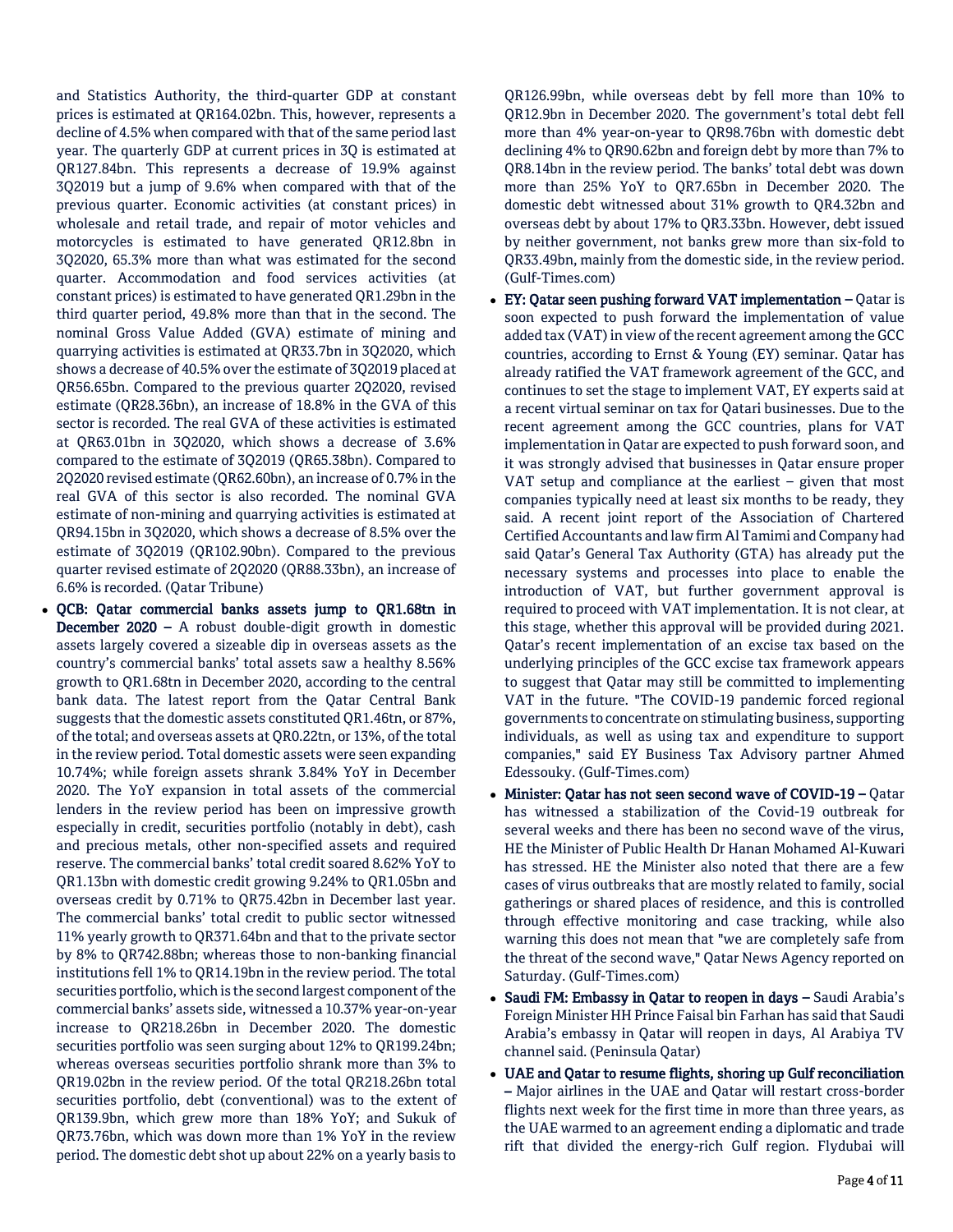and Statistics Authority, the third-quarter GDP at constant prices is estimated at QR164.02bn. This, however, represents a decline of 4.5% when compared with that of the same period last year. The quarterly GDP at current prices in 3Q is estimated at QR127.84bn. This represents a decrease of 19.9% against 3Q2019 but a jump of 9.6% when compared with that of the previous quarter. Economic activities (at constant prices) in wholesale and retail trade, and repair of motor vehicles and motorcycles is estimated to have generated QR12.8bn in 3Q2020, 65.3% more than what was estimated for the second quarter. Accommodation and food services activities (at constant prices) is estimated to have generated QR1.29bn in the third quarter period, 49.8% more than that in the second. The nominal Gross Value Added (GVA) estimate of mining and quarrying activities is estimated at QR33.7bn in 3Q2020, which shows a decrease of 40.5% over the estimate of 3Q2019 placed at QR56.65bn. Compared to the previous quarter 2Q2020, revised estimate (QR28.36bn), an increase of 18.8% in the GVA of this sector is recorded. The real GVA of these activities is estimated at QR63.01bn in 3Q2020, which shows a decrease of 3.6% compared to the estimate of 3Q2019 (QR65.38bn). Compared to 2Q2020 revised estimate (QR62.60bn), an increase of 0.7% in the real GVA of this sector is also recorded. The nominal GVA estimate of non-mining and quarrying activities is estimated at QR94.15bn in 3Q2020, which shows a decrease of 8.5% over the estimate of 3Q2019 (QR102.90bn). Compared to the previous quarter revised estimate of 2Q2020 (QR88.33bn), an increase of 6.6% is recorded. (Qatar Tribune)

- **QCB: Qatar commercial banks assets jump to QR1.68tn in December 2020 –** A robust double-digit growth in domestic assets largely covered a sizeable dip in overseas assets as the country's commercial banks' total assets saw a healthy 8.56% growth to QR1.68tn in December 2020, according to the central bank data. The latest report from the Qatar Central Bank suggests that the domestic assets constituted QR1.46tn, or 87%, of the total; and overseas assets at QR0.22tn, or 13%, of the total in the review period. Total domestic assets were seen expanding 10.74%; while foreign assets shrank 3.84% YoY in December 2020. The YoY expansion in total assets of the commercial lenders in the review period has been on impressive growth especially in credit, securities portfolio (notably in debt), cash and precious metals, other non-specified assets and required reserve. The commercial banks' total credit soared 8.62% YoY to QR1.13bn with domestic credit growing 9.24% to QR1.05bn and overseas credit by 0.71% to QR75.42bn in December last year. The commercial banks' total credit to public sector witnessed 11% yearly growth to QR371.64bn and that to the private sector by 8% to QR742.88bn; whereas those to non-banking financial institutions fell 1% to QR14.19bn in the review period. The total securities portfolio, which is the second largest component of the commercial banks' assets side, witnessed a 10.37% year-on-year increase to QR218.26bn in December 2020. The domestic securities portfolio was seen surging about 12% to QR199.24bn; whereas overseas securities portfolio shrank more than 3% to QR19.02bn in the review period. Of the total QR218.26bn total securities portfolio, debt (conventional) was to the extent of QR139.9bn, which grew more than 18% YoY; and Sukuk of QR73.76bn, which was down more than 1% YoY in the review period. The domestic debt shot up about 22% on a yearly basis to QR126.99bn, while overseas debt by fell more than 10% to QR12.9bn in December 2020. The government's total debt fell more than 4% year-on-year to QR98.76bn with domestic debt declining 4% to QR90.62bn and foreign debt by more than 7% to QR8.14bn in the review period. The banks' total debt was down more than 25% YoY to QR7.65bn in December 2020. The domestic debt witnessed about 31% growth to QR4.32bn and overseas debt by about 17% to QR3.33bn. However, debt issued by neither government, not banks grew more than six-fold to QR33.49bn, mainly from the domestic side, in the review period. (Gulf-Times.com)
- **EY: Qatar seen pushing forward VAT implementation –** Qatar is soon expected to push forward the implementation of value added tax (VAT) in view of the recent agreement among the GCC countries, according to Ernst & Young (EY) seminar. Qatar has already ratified the VAT framework agreement of the GCC, and continues to set the stage to implement VAT, EY experts said at a recent virtual seminar on tax for Qatari businesses. Due to the recent agreement among the GCC countries, plans for VAT implementation in Qatar are expected to push forward soon, and it was strongly advised that businesses in Qatar ensure proper VAT setup and compliance at the earliest – given that most companies typically need at least six months to be ready, they said. A recent joint report of the Association of Chartered Certified Accountants and law firm Al Tamimi and Company had said Qatar's General Tax Authority (GTA) has already put the necessary systems and processes into place to enable the introduction of VAT, but further government approval is required to proceed with VAT implementation. It is not clear, at this stage, whether this approval will be provided during 2021. Qatar's recent implementation of an excise tax based on the underlying principles of the GCC excise tax framework appears to suggest that Qatar may still be committed to implementing VAT in the future. "The COVID-19 pandemic forced regional governments to concentrate on stimulating business, supporting individuals, as well as using tax and expenditure to support companies," said EY Business Tax Advisory partner Ahmed Edessouky. (Gulf-Times.com)
- **Minister: Qatar has not seen second wave of COVID-19 –** Qatar has witnessed a stabilization of the Covid-19 outbreak for several weeks and there has been no second wave of the virus, HE the Minister of Public Health Dr Hanan Mohamed Al-Kuwari has stressed. HE the Minister also noted that there are a few cases of virus outbreaks that are mostly related to family, social gatherings or shared places of residence, and this is controlled through effective monitoring and case tracking, while also warning this does not mean that "we are completely safe from the threat of the second wave," Qatar News Agency reported on Saturday. (Gulf-Times.com)
- **Saudi FM: Embassy in Qatar to reopen in days –** Saudi Arabia's Foreign Minister HH Prince Faisal bin Farhan has said that Saudi Arabia's embassy in Qatar will reopen in days, Al Arabiya TV channel said. (Peninsula Qatar)
- **UAE and Qatar to resume flights, shoring up Gulf reconciliation –** Major airlines in the UAE and Qatar will restart cross-border flights next week for the first time in more than three years, as the UAE warmed to an agreement ending a diplomatic and trade rift that divided the energy-rich Gulf region. Flydubai will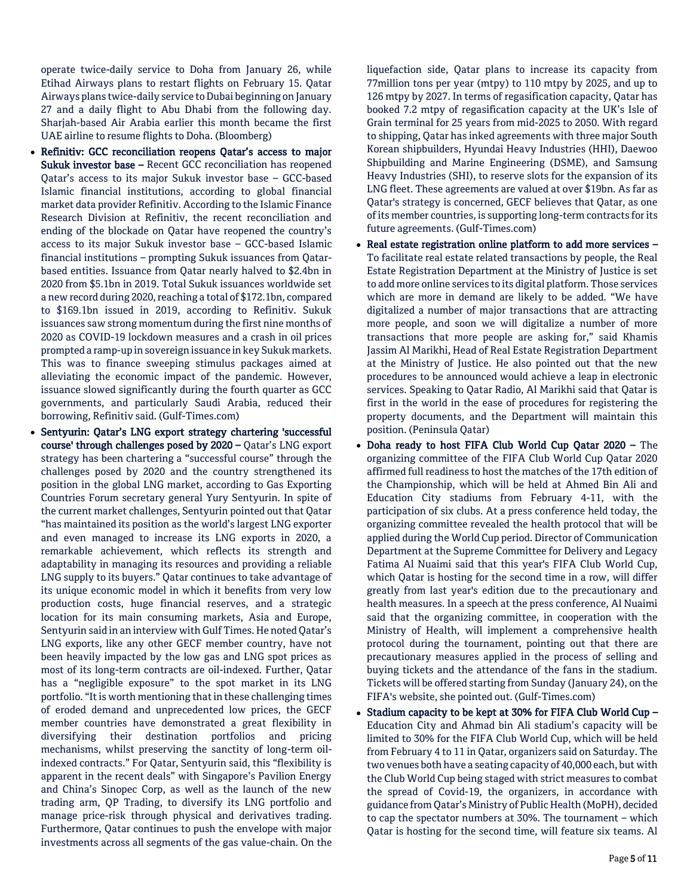operate twice-daily service to Doha from January 26, while Etihad Airways plans to restart flights on February 15. Qatar Airways plans twice-daily service to Dubai beginning on January 27 and a daily flight to Abu Dhabi from the following day. Sharjah-based Air Arabia earlier this month became the first UAE airline to resume flights to Doha. (Bloomberg)

- **Refinitiv: GCC reconciliation reopens Qatar's access to major Sukuk investor base –** Recent GCC reconciliation has reopened Qatar's access to its major Sukuk investor base – GCC-based Islamic financial institutions, according to global financial market data provider Refinitiv. According to the Islamic Finance Research Division at Refinitiv, the recent reconciliation and ending of the blockade on Qatar have reopened the country's access to its major Sukuk investor base – GCC-based Islamic financial institutions – prompting Sukuk issuances from Qatar-based entities. Issuance from Qatar nearly halved to $2.4bn in 2020 from $5.1bn in 2019. Total Sukuk issuances worldwide set a new record during 2020, reaching a total of $172.1bn, compared to $169.1bn issued in 2019, according to Refinitiv. Sukuk issuances saw strong momentum during the first nine months of 2020 as COVID-19 lockdown measures and a crash in oil prices prompted a ramp-up in sovereign issuance in key Sukuk markets. This was to finance sweeping stimulus packages aimed at alleviating the economic impact of the pandemic. However, issuance slowed significantly during the fourth quarter as GCC governments, and particularly Saudi Arabia, reduced their borrowing, Refinitiv said. (Gulf-Times.com)
- **Sentyurin: Qatar's LNG export strategy chartering 'successful course' through challenges posed by 2020 –** Qatar's LNG export strategy has been chartering a "successful course" through the challenges posed by 2020 and the country strengthened its position in the global LNG market, according to Gas Exporting Countries Forum secretary general Yury Sentyurin. In spite of the current market challenges, Sentyurin pointed out that Qatar "has maintained its position as the world's largest LNG exporter and even managed to increase its LNG exports in 2020, a remarkable achievement, which reflects its strength and adaptability in managing its resources and providing a reliable LNG supply to its buyers." Qatar continues to take advantage of its unique economic model in which it benefits from very low production costs, huge financial reserves, and a strategic location for its main consuming markets, Asia and Europe, Sentyurin said in an interview with Gulf Times. He noted Qatar's LNG exports, like any other GECF member country, have not been heavily impacted by the low gas and LNG spot prices as most of its long-term contracts are oil-indexed. Further, Qatar has a "negligible exposure" to the spot market in its LNG portfolio. "It is worth mentioning that in these challenging times of eroded demand and unprecedented low prices, the GECF member countries have demonstrated a great flexibility in diversifying their destination portfolios and pricing mechanisms, whilst preserving the sanctity of long-term oil-indexed contracts." For Qatar, Sentyurin said, this "flexibility is apparent in the recent deals" with Singapore's Pavilion Energy and China's Sinopec Corp, as well as the launch of the new trading arm, QP Trading, to diversify its LNG portfolio and manage price-risk through physical and derivatives trading. Furthermore, Qatar continues to push the envelope with major investments across all segments of the gas value-chain. On the liquefaction side, Qatar plans to increase its capacity from 77million tons per year (mtpy) to 110 mtpy by 2025, and up to 126 mtpy by 2027. In terms of regasification capacity, Qatar has booked 7.2 mtpy of regasification capacity at the UK's Isle of Grain terminal for 25 years from mid-2025 to 2050. With regard to shipping, Qatar has inked agreements with three major South Korean shipbuilders, Hyundai Heavy Industries (HHI), Daewoo Shipbuilding and Marine Engineering (DSME), and Samsung Heavy Industries (SHI), to reserve slots for the expansion of its LNG fleet. These agreements are valued at over $19bn. As far as Qatar's strategy is concerned, GECF believes that Qatar, as one of its member countries, is supporting long-term contracts for its future agreements. (Gulf-Times.com)
- **Real estate registration online platform to add more services –** To facilitate real estate related transactions by people, the Real Estate Registration Department at the Ministry of Justice is set to add more online services to its digital platform. Those services which are more in demand are likely to be added. "We have digitalized a number of major transactions that are attracting more people, and soon we will digitalize a number of more transactions that more people are asking for," said Khamis Jassim Al Marikhi, Head of Real Estate Registration Department at the Ministry of Justice. He also pointed out that the new procedures to be announced would achieve a leap in electronic services. Speaking to Qatar Radio, Al Marikhi said that Qatar is first in the world in the ease of procedures for registering the property documents, and the Department will maintain this position. (Peninsula Qatar)
- **Doha ready to host FIFA Club World Cup Qatar 2020 –** The organizing committee of the FIFA Club World Cup Qatar 2020 affirmed full readiness to host the matches of the 17th edition of the Championship, which will be held at Ahmed Bin Ali and Education City stadiums from February 4-11, with the participation of six clubs. At a press conference held today, the organizing committee revealed the health protocol that will be applied during the World Cup period. Director of Communication Department at the Supreme Committee for Delivery and Legacy Fatima Al Nuaimi said that this year's FIFA Club World Cup, which Qatar is hosting for the second time in a row, will differ greatly from last year's edition due to the precautionary and health measures. In a speech at the press conference, Al Nuaimi said that the organizing committee, in cooperation with the Ministry of Health, will implement a comprehensive health protocol during the tournament, pointing out that there are precautionary measures applied in the process of selling and buying tickets and the attendance of the fans in the stadium. Tickets will be offered starting from Sunday (January 24), on the FIFA's website, she pointed out. (Gulf-Times.com)
- **Stadium capacity to be kept at 30% for FIFA Club World Cup –** Education City and Ahmad bin Ali stadium's capacity will be limited to 30% for the FIFA Club World Cup, which will be held from February 4 to 11 in Qatar, organizers said on Saturday. The two venues both have a seating capacity of 40,000 each, but with the Club World Cup being staged with strict measures to combat the spread of Covid-19, the organizers, in accordance with guidance from Qatar's Ministry of Public Health (MoPH), decided to cap the spectator numbers at 30%. The tournament – which Qatar is hosting for the second time, will feature six teams. Al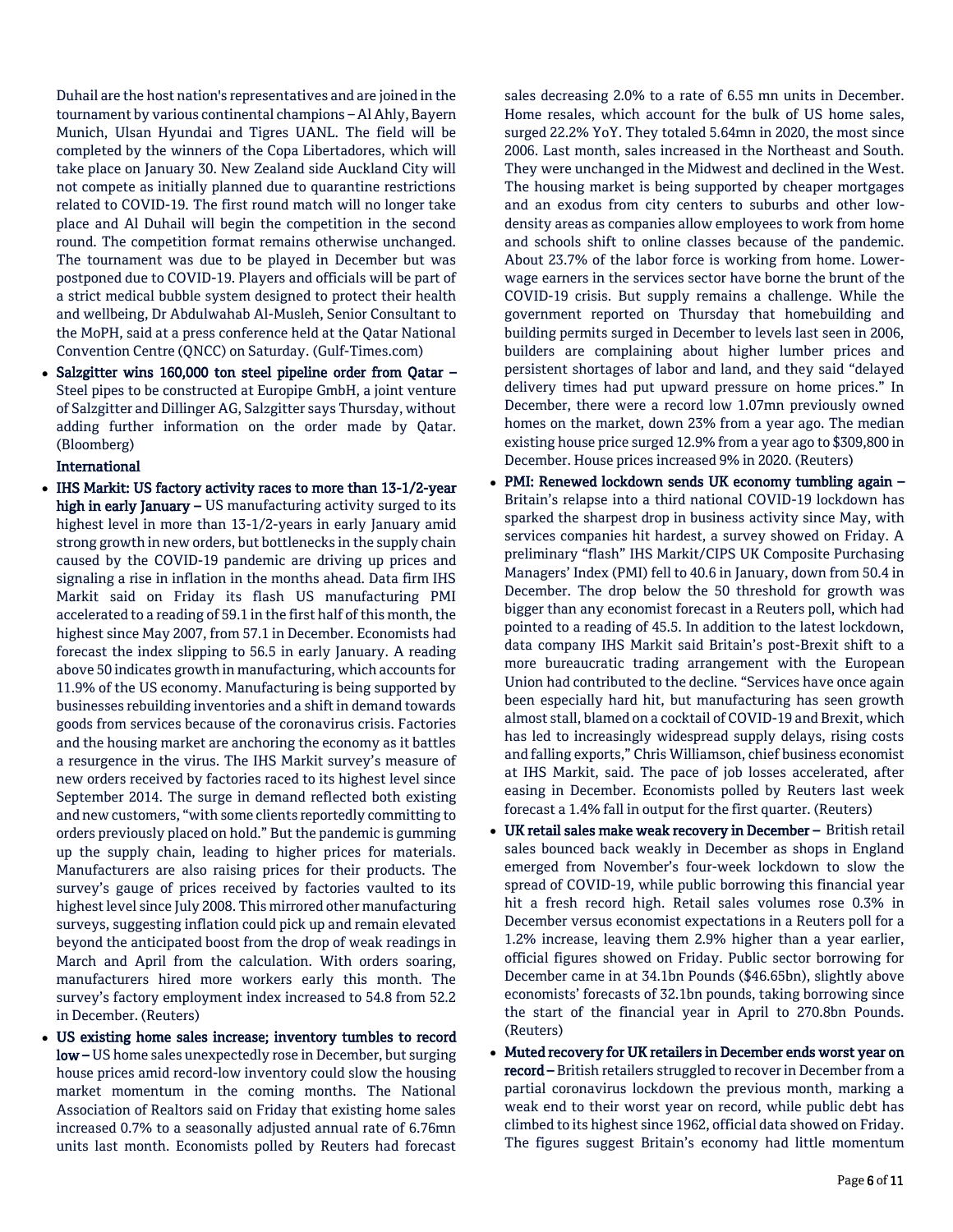Duhail are the host nation's representatives and are joined in the tournament by various continental champions – Al Ahly, Bayern Munich, Ulsan Hyundai and Tigres UANL. The field will be completed by the winners of the Copa Libertadores, which will take place on January 30. New Zealand side Auckland City will not compete as initially planned due to quarantine restrictions related to COVID-19. The first round match will no longer take place and Al Duhail will begin the competition in the second round. The competition format remains otherwise unchanged. The tournament was due to be played in December but was postponed due to COVID-19. Players and officials will be part of a strict medical bubble system designed to protect their health and wellbeing, Dr Abdulwahab Al-Musleh, Senior Consultant to the MoPH, said at a press conference held at the Qatar National Convention Centre (QNCC) on Saturday. (Gulf-Times.com)

- **Salzgitter wins 160,000 ton steel pipeline order from Qatar –** Steel pipes to be constructed at Europipe GmbH, a joint venture of Salzgitter and Dillinger AG, Salzgitter says Thursday, without adding further information on the order made by Qatar. (Bloomberg)

**International**

- **IHS Markit: US factory activity races to more than 13-1/2-year high in early January –** US manufacturing activity surged to its highest level in more than 13-1/2-years in early January amid strong growth in new orders, but bottlenecks in the supply chain caused by the COVID-19 pandemic are driving up prices and signaling a rise in inflation in the months ahead. Data firm IHS Markit said on Friday its flash US manufacturing PMI accelerated to a reading of 59.1 in the first half of this month, the highest since May 2007, from 57.1 in December. Economists had forecast the index slipping to 56.5 in early January. A reading above 50 indicates growth in manufacturing, which accounts for 11.9% of the US economy. Manufacturing is being supported by businesses rebuilding inventories and a shift in demand towards goods from services because of the coronavirus crisis. Factories and the housing market are anchoring the economy as it battles a resurgence in the virus. The IHS Markit survey's measure of new orders received by factories raced to its highest level since September 2014. The surge in demand reflected both existing and new customers, "with some clients reportedly committing to orders previously placed on hold." But the pandemic is gumming up the supply chain, leading to higher prices for materials. Manufacturers are also raising prices for their products. The survey's gauge of prices received by factories vaulted to its highest level since July 2008. This mirrored other manufacturing surveys, suggesting inflation could pick up and remain elevated beyond the anticipated boost from the drop of weak readings in March and April from the calculation. With orders soaring, manufacturers hired more workers early this month. The survey's factory employment index increased to 54.8 from 52.2 in December. (Reuters)

- **US existing home sales increase; inventory tumbles to record low –** US home sales unexpectedly rose in December, but surging house prices amid record-low inventory could slow the housing market momentum in the coming months. The National Association of Realtors said on Friday that existing home sales increased 0.7% to a seasonally adjusted annual rate of 6.76mn units last month. Economists polled by Reuters had forecast sales decreasing 2.0% to a rate of 6.55 mn units in December. Home resales, which account for the bulk of US home sales, surged 22.2% YoY. They totaled 5.64mn in 2020, the most since 2006. Last month, sales increased in the Northeast and South. They were unchanged in the Midwest and declined in the West. The housing market is being supported by cheaper mortgages and an exodus from city centers to suburbs and other low-density areas as companies allow employees to work from home and schools shift to online classes because of the pandemic. About 23.7% of the labor force is working from home. Lower-wage earners in the services sector have borne the brunt of the COVID-19 crisis. But supply remains a challenge. While the government reported on Thursday that homebuilding and building permits surged in December to levels last seen in 2006, builders are complaining about higher lumber prices and persistent shortages of labor and land, and they said "delayed delivery times had put upward pressure on home prices." In December, there were a record low 1.07mn previously owned homes on the market, down 23% from a year ago. The median existing house price surged 12.9% from a year ago to $309,800 in December. House prices increased 9% in 2020. (Reuters)

- **PMI: Renewed lockdown sends UK economy tumbling again –** Britain's relapse into a third national COVID-19 lockdown has sparked the sharpest drop in business activity since May, with services companies hit hardest, a survey showed on Friday. A preliminary "flash" IHS Markit/CIPS UK Composite Purchasing Managers' Index (PMI) fell to 40.6 in January, down from 50.4 in December. The drop below the 50 threshold for growth was bigger than any economist forecast in a Reuters poll, which had pointed to a reading of 45.5. In addition to the latest lockdown, data company IHS Markit said Britain's post-Brexit shift to a more bureaucratic trading arrangement with the European Union had contributed to the decline. "Services have once again been especially hard hit, but manufacturing has seen growth almost stall, blamed on a cocktail of COVID-19 and Brexit, which has led to increasingly widespread supply delays, rising costs and falling exports," Chris Williamson, chief business economist at IHS Markit, said. The pace of job losses accelerated, after easing in December. Economists polled by Reuters last week forecast a 1.4% fall in output for the first quarter. (Reuters)

- **UK retail sales make weak recovery in December –** British retail sales bounced back weakly in December as shops in England emerged from November's four-week lockdown to slow the spread of COVID-19, while public borrowing this financial year hit a fresh record high. Retail sales volumes rose 0.3% in December versus economist expectations in a Reuters poll for a 1.2% increase, leaving them 2.9% higher than a year earlier, official figures showed on Friday. Public sector borrowing for December came in at 34.1bn Pounds ($46.65bn), slightly above economists' forecasts of 32.1bn pounds, taking borrowing since the start of the financial year in April to 270.8bn Pounds. (Reuters)

- **Muted recovery for UK retailers in December ends worst year on record –** British retailers struggled to recover in December from a partial coronavirus lockdown the previous month, marking a weak end to their worst year on record, while public debt has climbed to its highest since 1962, official data showed on Friday. The figures suggest Britain's economy had little momentum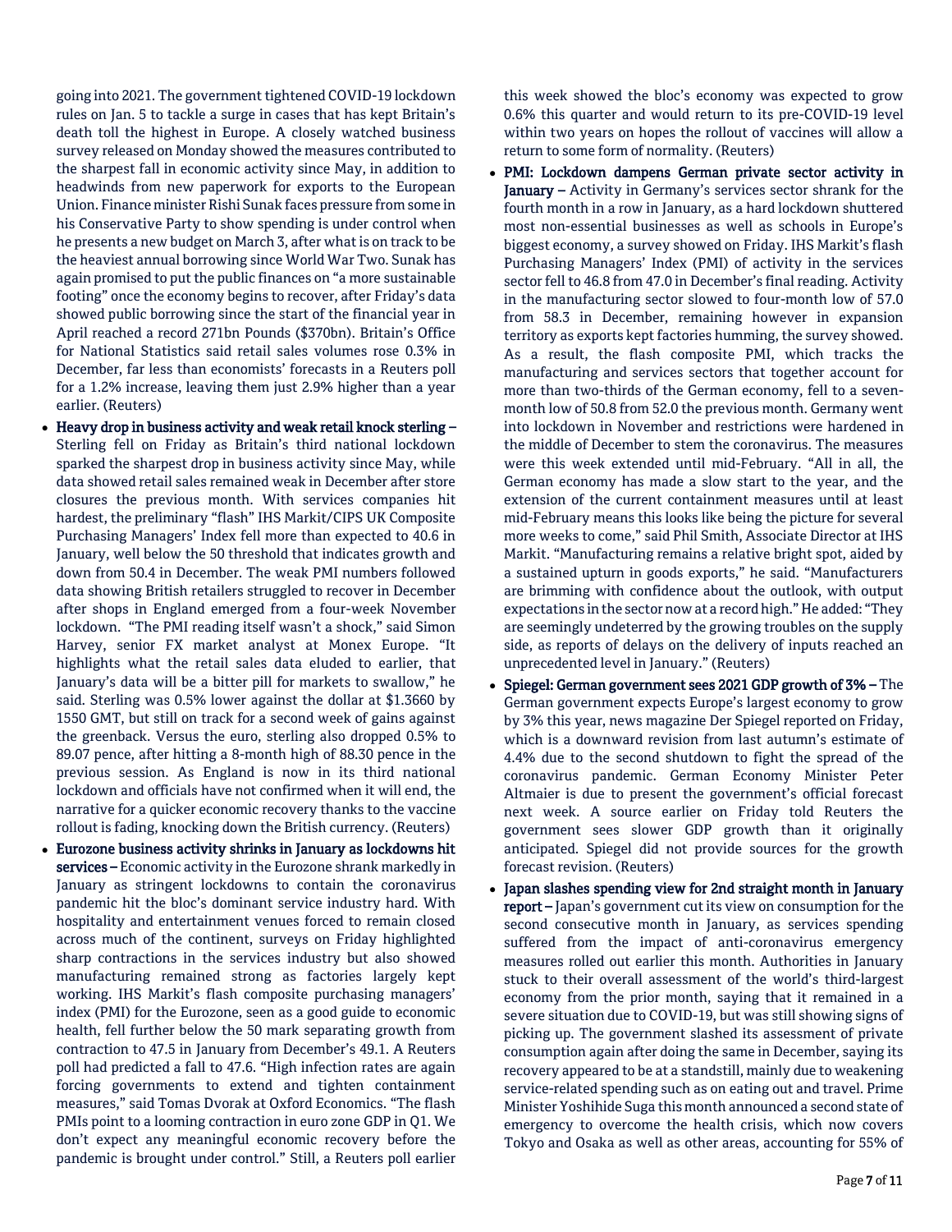going into 2021. The government tightened COVID-19 lockdown rules on Jan. 5 to tackle a surge in cases that has kept Britain's death toll the highest in Europe. A closely watched business survey released on Monday showed the measures contributed to the sharpest fall in economic activity since May, in addition to headwinds from new paperwork for exports to the European Union. Finance minister Rishi Sunak faces pressure from some in his Conservative Party to show spending is under control when he presents a new budget on March 3, after what is on track to be the heaviest annual borrowing since World War Two. Sunak has again promised to put the public finances on "a more sustainable footing" once the economy begins to recover, after Friday's data showed public borrowing since the start of the financial year in April reached a record 271bn Pounds ($370bn). Britain's Office for National Statistics said retail sales volumes rose 0.3% in December, far less than economists' forecasts in a Reuters poll for a 1.2% increase, leaving them just 2.9% higher than a year earlier. (Reuters)

- **Heavy drop in business activity and weak retail knock sterling –** Sterling fell on Friday as Britain's third national lockdown sparked the sharpest drop in business activity since May, while data showed retail sales remained weak in December after store closures the previous month. With services companies hit hardest, the preliminary "flash" IHS Markit/CIPS UK Composite Purchasing Managers' Index fell more than expected to 40.6 in January, well below the 50 threshold that indicates growth and down from 50.4 in December. The weak PMI numbers followed data showing British retailers struggled to recover in December after shops in England emerged from a four-week November lockdown. "The PMI reading itself wasn't a shock," said Simon Harvey, senior FX market analyst at Monex Europe. "It highlights what the retail sales data eluded to earlier, that January's data will be a bitter pill for markets to swallow," he said. Sterling was 0.5% lower against the dollar at $1.3660 by 1550 GMT, but still on track for a second week of gains against the greenback. Versus the euro, sterling also dropped 0.5% to 89.07 pence, after hitting a 8-month high of 88.30 pence in the previous session. As England is now in its third national lockdown and officials have not confirmed when it will end, the narrative for a quicker economic recovery thanks to the vaccine rollout is fading, knocking down the British currency. (Reuters)
- **Eurozone business activity shrinks in January as lockdowns hit services –** Economic activity in the Eurozone shrank markedly in January as stringent lockdowns to contain the coronavirus pandemic hit the bloc's dominant service industry hard. With hospitality and entertainment venues forced to remain closed across much of the continent, surveys on Friday highlighted sharp contractions in the services industry but also showed manufacturing remained strong as factories largely kept working. IHS Markit's flash composite purchasing managers' index (PMI) for the Eurozone, seen as a good guide to economic health, fell further below the 50 mark separating growth from contraction to 47.5 in January from December's 49.1. A Reuters poll had predicted a fall to 47.6. "High infection rates are again forcing governments to extend and tighten containment measures," said Tomas Dvorak at Oxford Economics. "The flash PMIs point to a looming contraction in euro zone GDP in Q1. We don't expect any meaningful economic recovery before the pandemic is brought under control." Still, a Reuters poll earlier this week showed the bloc's economy was expected to grow 0.6% this quarter and would return to its pre-COVID-19 level within two years on hopes the rollout of vaccines will allow a return to some form of normality. (Reuters)
- **PMI: Lockdown dampens German private sector activity in January –** Activity in Germany's services sector shrank for the fourth month in a row in January, as a hard lockdown shuttered most non-essential businesses as well as schools in Europe's biggest economy, a survey showed on Friday. IHS Markit's flash Purchasing Managers' Index (PMI) of activity in the services sector fell to 46.8 from 47.0 in December's final reading. Activity in the manufacturing sector slowed to four-month low of 57.0 from 58.3 in December, remaining however in expansion territory as exports kept factories humming, the survey showed. As a result, the flash composite PMI, which tracks the manufacturing and services sectors that together account for more than two-thirds of the German economy, fell to a seven-month low of 50.8 from 52.0 the previous month. Germany went into lockdown in November and restrictions were hardened in the middle of December to stem the coronavirus. The measures were this week extended until mid-February. "All in all, the German economy has made a slow start to the year, and the extension of the current containment measures until at least mid-February means this looks like being the picture for several more weeks to come," said Phil Smith, Associate Director at IHS Markit. "Manufacturing remains a relative bright spot, aided by a sustained upturn in goods exports," he said. "Manufacturers are brimming with confidence about the outlook, with output expectations in the sector now at a record high." He added: "They are seemingly undeterred by the growing troubles on the supply side, as reports of delays on the delivery of inputs reached an unprecedented level in January." (Reuters)
- **Spiegel: German government sees 2021 GDP growth of 3% –** The German government expects Europe's largest economy to grow by 3% this year, news magazine Der Spiegel reported on Friday, which is a downward revision from last autumn's estimate of 4.4% due to the second shutdown to fight the spread of the coronavirus pandemic. German Economy Minister Peter Altmaier is due to present the government's official forecast next week. A source earlier on Friday told Reuters the government sees slower GDP growth than it originally anticipated. Spiegel did not provide sources for the growth forecast revision. (Reuters)
- **Japan slashes spending view for 2nd straight month in January report –** Japan's government cut its view on consumption for the second consecutive month in January, as services spending suffered from the impact of anti-coronavirus emergency measures rolled out earlier this month. Authorities in January stuck to their overall assessment of the world's third-largest economy from the prior month, saying that it remained in a severe situation due to COVID-19, but was still showing signs of picking up. The government slashed its assessment of private consumption again after doing the same in December, saying its recovery appeared to be at a standstill, mainly due to weakening service-related spending such as on eating out and travel. Prime Minister Yoshihide Suga this month announced a second state of emergency to overcome the health crisis, which now covers Tokyo and Osaka as well as other areas, accounting for 55% of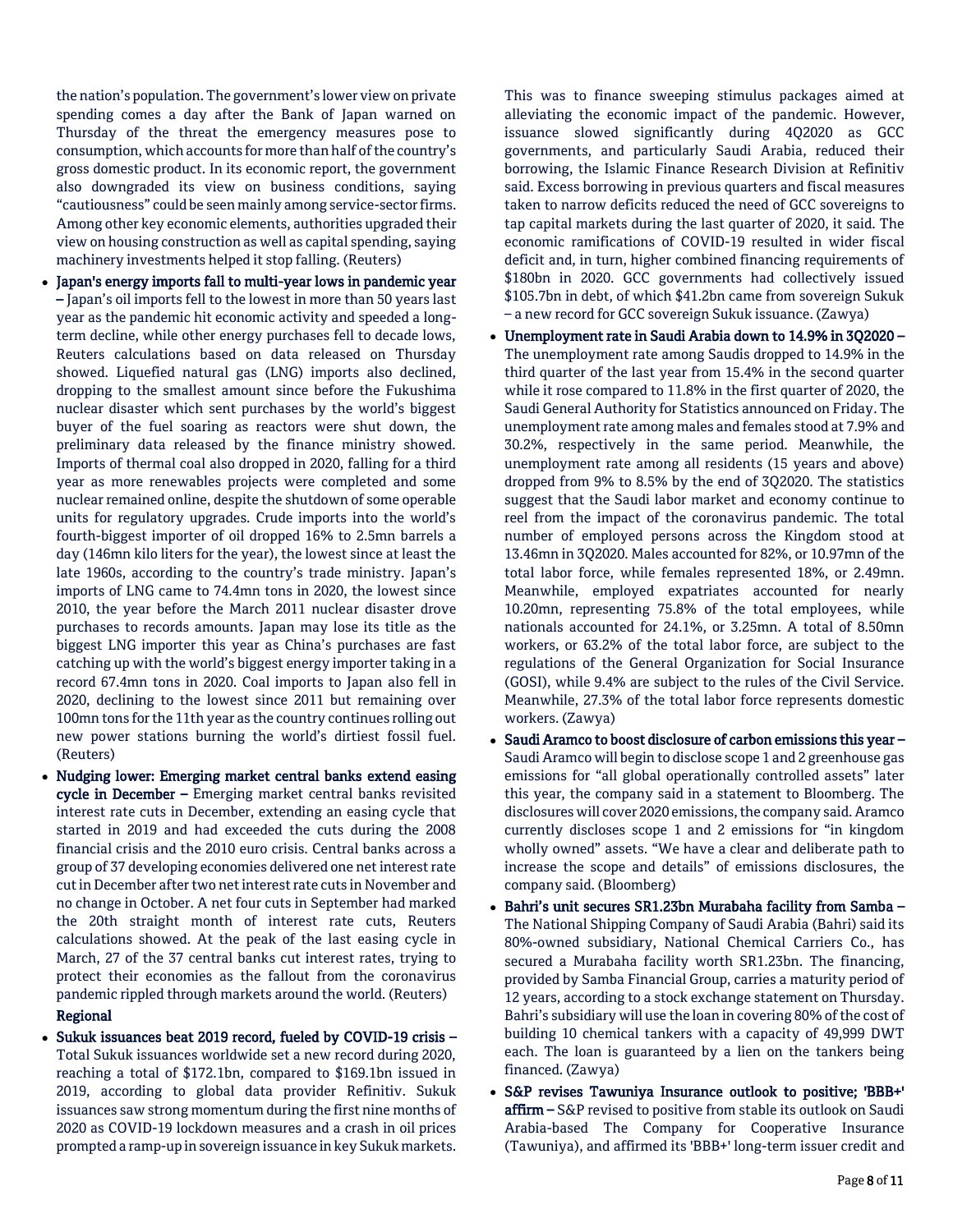the nation's population. The government's lower view on private spending comes a day after the Bank of Japan warned on Thursday of the threat the emergency measures pose to consumption, which accounts for more than half of the country's gross domestic product. In its economic report, the government also downgraded its view on business conditions, saying "cautiousness" could be seen mainly among service-sector firms. Among other key economic elements, authorities upgraded their view on housing construction as well as capital spending, saying machinery investments helped it stop falling. (Reuters)

- **Japan's energy imports fall to multi-year lows in pandemic year** – Japan's oil imports fell to the lowest in more than 50 years last year as the pandemic hit economic activity and speeded a long-term decline, while other energy purchases fell to decade lows, Reuters calculations based on data released on Thursday showed. Liquefied natural gas (LNG) imports also declined, dropping to the smallest amount since before the Fukushima nuclear disaster which sent purchases by the world's biggest buyer of the fuel soaring as reactors were shut down, the preliminary data released by the finance ministry showed. Imports of thermal coal also dropped in 2020, falling for a third year as more renewables projects were completed and some nuclear remained online, despite the shutdown of some operable units for regulatory upgrades. Crude imports into the world's fourth-biggest importer of oil dropped 16% to 2.5mn barrels a day (146mn kilo liters for the year), the lowest since at least the late 1960s, according to the country's trade ministry. Japan's imports of LNG came to 74.4mn tons in 2020, the lowest since 2010, the year before the March 2011 nuclear disaster drove purchases to records amounts. Japan may lose its title as the biggest LNG importer this year as China's purchases are fast catching up with the world's biggest energy importer taking in a record 67.4mn tons in 2020. Coal imports to Japan also fell in 2020, declining to the lowest since 2011 but remaining over 100mn tons for the 11th year as the country continues rolling out new power stations burning the world's dirtiest fossil fuel. (Reuters)
- **Nudging lower: Emerging market central banks extend easing cycle in December** – Emerging market central banks revisited interest rate cuts in December, extending an easing cycle that started in 2019 and had exceeded the cuts during the 2008 financial crisis and the 2010 euro crisis. Central banks across a group of 37 developing economies delivered one net interest rate cut in December after two net interest rate cuts in November and no change in October. A net four cuts in September had marked the 20th straight month of interest rate cuts, Reuters calculations showed. At the peak of the last easing cycle in March, 27 of the 37 central banks cut interest rates, trying to protect their economies as the fallout from the coronavirus pandemic rippled through markets around the world. (Reuters)

**Regional**

- **Sukuk issuances beat 2019 record, fueled by COVID-19 crisis** – Total Sukuk issuances worldwide set a new record during 2020, reaching a total of $172.1bn, compared to $169.1bn issued in 2019, according to global data provider Refinitiv. Sukuk issuances saw strong momentum during the first nine months of 2020 as COVID-19 lockdown measures and a crash in oil prices prompted a ramp-up in sovereign issuance in key Sukuk markets. This was to finance sweeping stimulus packages aimed at alleviating the economic impact of the pandemic. However, issuance slowed significantly during 4Q2020 as GCC governments, and particularly Saudi Arabia, reduced their borrowing, the Islamic Finance Research Division at Refinitiv said. Excess borrowing in previous quarters and fiscal measures taken to narrow deficits reduced the need of GCC sovereigns to tap capital markets during the last quarter of 2020, it said. The economic ramifications of COVID-19 resulted in wider fiscal deficit and, in turn, higher combined financing requirements of $180bn in 2020. GCC governments had collectively issued $105.7bn in debt, of which $41.2bn came from sovereign Sukuk – a new record for GCC sovereign Sukuk issuance. (Zawya)
- **Unemployment rate in Saudi Arabia down to 14.9% in 3Q2020** – The unemployment rate among Saudis dropped to 14.9% in the third quarter of the last year from 15.4% in the second quarter while it rose compared to 11.8% in the first quarter of 2020, the Saudi General Authority for Statistics announced on Friday. The unemployment rate among males and females stood at 7.9% and 30.2%, respectively in the same period. Meanwhile, the unemployment rate among all residents (15 years and above) dropped from 9% to 8.5% by the end of 3Q2020. The statistics suggest that the Saudi labor market and economy continue to reel from the impact of the coronavirus pandemic. The total number of employed persons across the Kingdom stood at 13.46mn in 3Q2020. Males accounted for 82%, or 10.97mn of the total labor force, while females represented 18%, or 2.49mn. Meanwhile, employed expatriates accounted for nearly 10.20mn, representing 75.8% of the total employees, while nationals accounted for 24.1%, or 3.25mn. A total of 8.50mn workers, or 63.2% of the total labor force, are subject to the regulations of the General Organization for Social Insurance (GOSI), while 9.4% are subject to the rules of the Civil Service. Meanwhile, 27.3% of the total labor force represents domestic workers. (Zawya)
- **Saudi Aramco to boost disclosure of carbon emissions this year** – Saudi Aramco will begin to disclose scope 1 and 2 greenhouse gas emissions for "all global operationally controlled assets" later this year, the company said in a statement to Bloomberg. The disclosures will cover 2020 emissions, the company said. Aramco currently discloses scope 1 and 2 emissions for "in kingdom wholly owned" assets. "We have a clear and deliberate path to increase the scope and details" of emissions disclosures, the company said. (Bloomberg)
- **Bahri's unit secures SR1.23bn Murabaha facility from Samba** – The National Shipping Company of Saudi Arabia (Bahri) said its 80%-owned subsidiary, National Chemical Carriers Co., has secured a Murabaha facility worth SR1.23bn. The financing, provided by Samba Financial Group, carries a maturity period of 12 years, according to a stock exchange statement on Thursday. Bahri's subsidiary will use the loan in covering 80% of the cost of building 10 chemical tankers with a capacity of 49,999 DWT each. The loan is guaranteed by a lien on the tankers being financed. (Zawya)
- **S&P revises Tawuniya Insurance outlook to positive; 'BBB+' affirm** – S&P revised to positive from stable its outlook on Saudi Arabia-based The Company for Cooperative Insurance (Tawuniya), and affirmed its 'BBB+' long-term issuer credit and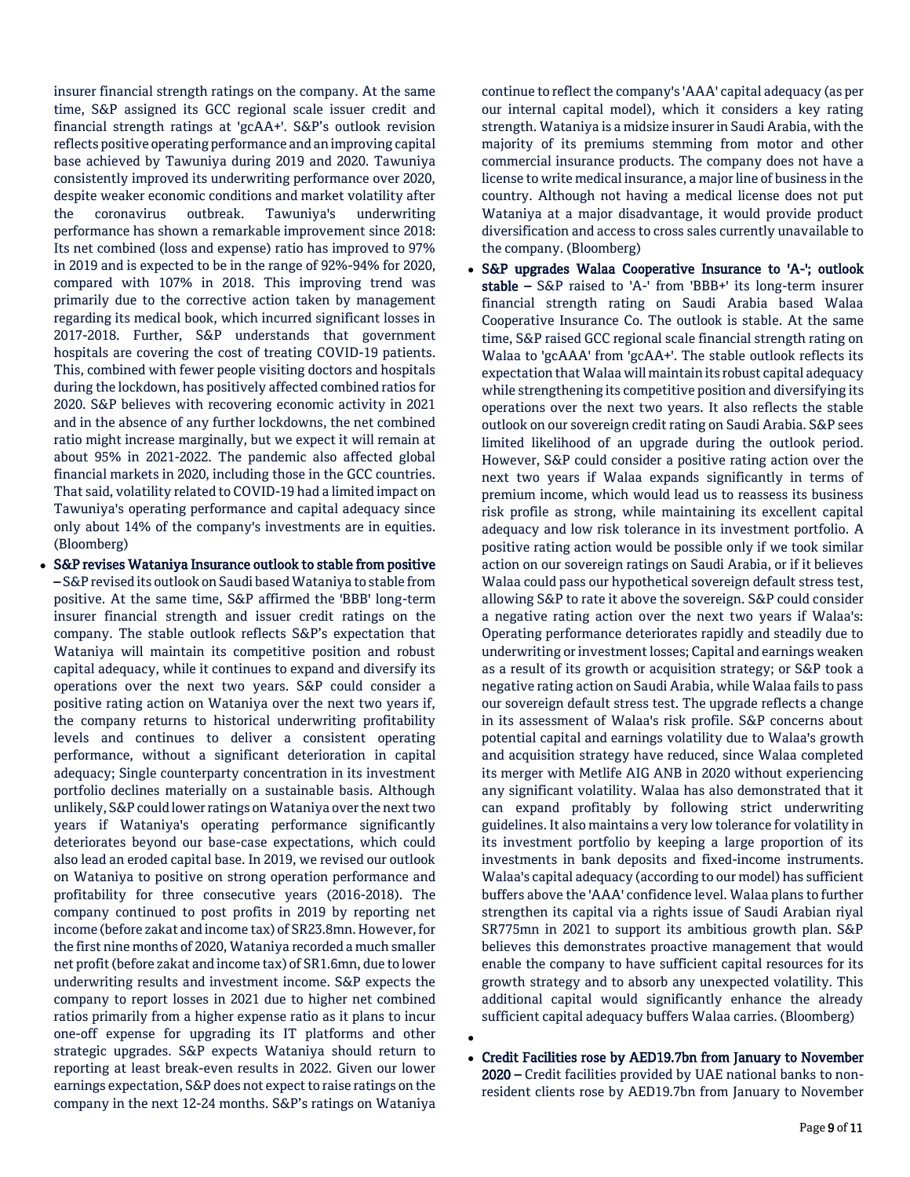insurer financial strength ratings on the company. At the same time, S&P assigned its GCC regional scale issuer credit and financial strength ratings at 'gcAA+'. S&P's outlook revision reflects positive operating performance and an improving capital base achieved by Tawuniya during 2019 and 2020. Tawuniya consistently improved its underwriting performance over 2020, despite weaker economic conditions and market volatility after the coronavirus outbreak. Tawuniya's underwriting performance has shown a remarkable improvement since 2018: Its net combined (loss and expense) ratio has improved to 97% in 2019 and is expected to be in the range of 92%-94% for 2020, compared with 107% in 2018. This improving trend was primarily due to the corrective action taken by management regarding its medical book, which incurred significant losses in 2017-2018. Further, S&P understands that government hospitals are covering the cost of treating COVID-19 patients. This, combined with fewer people visiting doctors and hospitals during the lockdown, has positively affected combined ratios for 2020. S&P believes with recovering economic activity in 2021 and in the absence of any further lockdowns, the net combined ratio might increase marginally, but we expect it will remain at about 95% in 2021-2022. The pandemic also affected global financial markets in 2020, including those in the GCC countries. That said, volatility related to COVID-19 had a limited impact on Tawuniya's operating performance and capital adequacy since only about 14% of the company's investments are in equities. (Bloomberg)

- **S&P revises Wataniya Insurance outlook to stable from positive –** S&P revised its outlook on Saudi based Wataniya to stable from positive. At the same time, S&P affirmed the 'BBB' long-term insurer financial strength and issuer credit ratings on the company. The stable outlook reflects S&P's expectation that Wataniya will maintain its competitive position and robust capital adequacy, while it continues to expand and diversify its operations over the next two years. S&P could consider a positive rating action on Wataniya over the next two years if, the company returns to historical underwriting profitability levels and continues to deliver a consistent operating performance, without a significant deterioration in capital adequacy; Single counterparty concentration in its investment portfolio declines materially on a sustainable basis. Although unlikely, S&P could lower ratings on Wataniya over the next two years if Wataniya's operating performance significantly deteriorates beyond our base-case expectations, which could also lead an eroded capital base. In 2019, we revised our outlook on Wataniya to positive on strong operation performance and profitability for three consecutive years (2016-2018). The company continued to post profits in 2019 by reporting net income (before zakat and income tax) of SR23.8mn. However, for the first nine months of 2020, Wataniya recorded a much smaller net profit (before zakat and income tax) of SR1.6mn, due to lower underwriting results and investment income. S&P expects the company to report losses in 2021 due to higher net combined ratios primarily from a higher expense ratio as it plans to incur one-off expense for upgrading its IT platforms and other strategic upgrades. S&P expects Wataniya should return to reporting at least break-even results in 2022. Given our lower earnings expectation, S&P does not expect to raise ratings on the company in the next 12-24 months. S&P's ratings on Wataniya continue to reflect the company's 'AAA' capital adequacy (as per our internal capital model), which it considers a key rating strength. Wataniya is a midsize insurer in Saudi Arabia, with the majority of its premiums stemming from motor and other commercial insurance products. The company does not have a license to write medical insurance, a major line of business in the country. Although not having a medical license does not put Wataniya at a major disadvantage, it would provide product diversification and access to cross sales currently unavailable to the company. (Bloomberg)
- **S&P upgrades Walaa Cooperative Insurance to 'A-'; outlook stable –** S&P raised to 'A-' from 'BBB+' its long-term insurer financial strength rating on Saudi Arabia based Walaa Cooperative Insurance Co. The outlook is stable. At the same time, S&P raised GCC regional scale financial strength rating on Walaa to 'gcAAA' from 'gcAA+'. The stable outlook reflects its expectation that Walaa will maintain its robust capital adequacy while strengthening its competitive position and diversifying its operations over the next two years. It also reflects the stable outlook on our sovereign credit rating on Saudi Arabia. S&P sees limited likelihood of an upgrade during the outlook period. However, S&P could consider a positive rating action over the next two years if Walaa expands significantly in terms of premium income, which would lead us to reassess its business risk profile as strong, while maintaining its excellent capital adequacy and low risk tolerance in its investment portfolio. A positive rating action would be possible only if we took similar action on our sovereign ratings on Saudi Arabia, or if it believes Walaa could pass our hypothetical sovereign default stress test, allowing S&P to rate it above the sovereign. S&P could consider a negative rating action over the next two years if Walaa's: Operating performance deteriorates rapidly and steadily due to underwriting or investment losses; Capital and earnings weaken as a result of its growth or acquisition strategy; or S&P took a negative rating action on Saudi Arabia, while Walaa fails to pass our sovereign default stress test. The upgrade reflects a change in its assessment of Walaa's risk profile. S&P concerns about potential capital and earnings volatility due to Walaa's growth and acquisition strategy have reduced, since Walaa completed its merger with Metlife AIG ANB in 2020 without experiencing any significant volatility. Walaa has also demonstrated that it can expand profitably by following strict underwriting guidelines. It also maintains a very low tolerance for volatility in its investment portfolio by keeping a large proportion of its investments in bank deposits and fixed-income instruments. Walaa's capital adequacy (according to our model) has sufficient buffers above the 'AAA' confidence level. Walaa plans to further strengthen its capital via a rights issue of Saudi Arabian riyal SR775mn in 2021 to support its ambitious growth plan. S&P believes this demonstrates proactive management that would enable the company to have sufficient capital resources for its growth strategy and to absorb any unexpected volatility. This additional capital would significantly enhance the already sufficient capital adequacy buffers Walaa carries. (Bloomberg)
- **Credit Facilities rose by AED19.7bn from January to November 2020 –** Credit facilities provided by UAE national banks to non-resident clients rose by AED19.7bn from January to November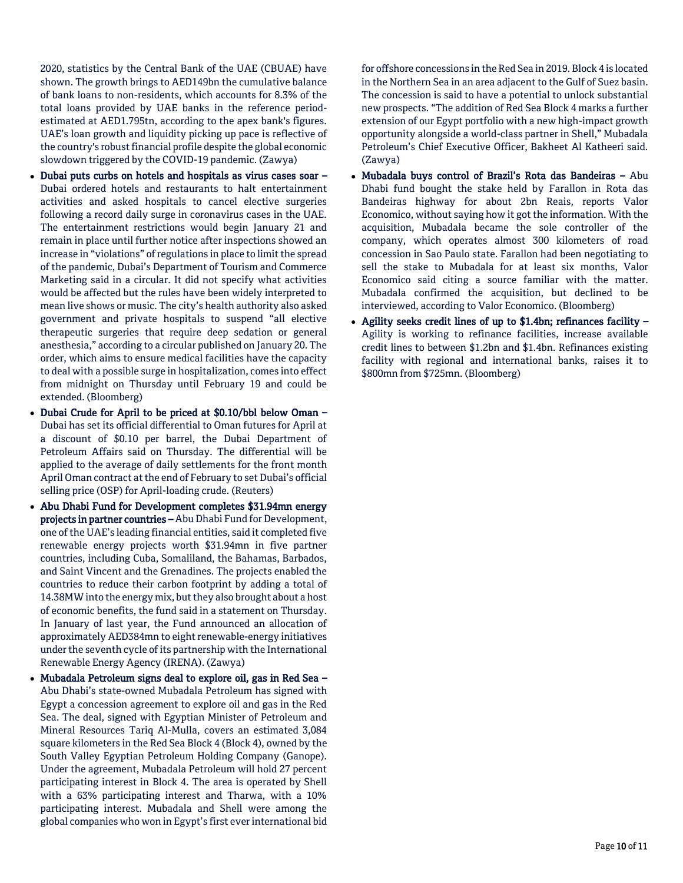2020, statistics by the Central Bank of the UAE (CBUAE) have shown. The growth brings to AED149bn the cumulative balance of bank loans to non-residents, which accounts for 8.3% of the total loans provided by UAE banks in the reference period- estimated at AED1.795tn, according to the apex bank's figures. UAE's loan growth and liquidity picking up pace is reflective of the country's robust financial profile despite the global economic slowdown triggered by the COVID-19 pandemic. (Zawya)

- **Dubai puts curbs on hotels and hospitals as virus cases soar –** Dubai ordered hotels and restaurants to halt entertainment activities and asked hospitals to cancel elective surgeries following a record daily surge in coronavirus cases in the UAE. The entertainment restrictions would begin January 21 and remain in place until further notice after inspections showed an increase in "violations" of regulations in place to limit the spread of the pandemic, Dubai's Department of Tourism and Commerce Marketing said in a circular. It did not specify what activities would be affected but the rules have been widely interpreted to mean live shows or music. The city's health authority also asked government and private hospitals to suspend "all elective therapeutic surgeries that require deep sedation or general anesthesia," according to a circular published on January 20. The order, which aims to ensure medical facilities have the capacity to deal with a possible surge in hospitalization, comes into effect from midnight on Thursday until February 19 and could be extended. (Bloomberg)
- **Dubai Crude for April to be priced at $0.10/bbl below Oman –** Dubai has set its official differential to Oman futures for April at a discount of $0.10 per barrel, the Dubai Department of Petroleum Affairs said on Thursday. The differential will be applied to the average of daily settlements for the front month April Oman contract at the end of February to set Dubai's official selling price (OSP) for April-loading crude. (Reuters)
- **Abu Dhabi Fund for Development completes $31.94mn energy projects in partner countries –** Abu Dhabi Fund for Development, one of the UAE's leading financial entities, said it completed five renewable energy projects worth $31.94mn in five partner countries, including Cuba, Somaliland, the Bahamas, Barbados, and Saint Vincent and the Grenadines. The projects enabled the countries to reduce their carbon footprint by adding a total of 14.38MW into the energy mix, but they also brought about a host of economic benefits, the fund said in a statement on Thursday. In January of last year, the Fund announced an allocation of approximately AED384mn to eight renewable-energy initiatives under the seventh cycle of its partnership with the International Renewable Energy Agency (IRENA). (Zawya)
- **Mubadala Petroleum signs deal to explore oil, gas in Red Sea –** Abu Dhabi's state-owned Mubadala Petroleum has signed with Egypt a concession agreement to explore oil and gas in the Red Sea. The deal, signed with Egyptian Minister of Petroleum and Mineral Resources Tariq Al-Mulla, covers an estimated 3,084 square kilometers in the Red Sea Block 4 (Block 4), owned by the South Valley Egyptian Petroleum Holding Company (Ganope). Under the agreement, Mubadala Petroleum will hold 27 percent participating interest in Block 4. The area is operated by Shell with a 63% participating interest and Tharwa, with a 10% participating interest. Mubadala and Shell were among the global companies who won in Egypt's first ever international bid for offshore concessions in the Red Sea in 2019. Block 4 is located in the Northern Sea in an area adjacent to the Gulf of Suez basin. The concession is said to have a potential to unlock substantial new prospects. "The addition of Red Sea Block 4 marks a further extension of our Egypt portfolio with a new high-impact growth opportunity alongside a world-class partner in Shell," Mubadala Petroleum's Chief Executive Officer, Bakheet Al Katheeri said. (Zawya)
- **Mubadala buys control of Brazil's Rota das Bandeiras –** Abu Dhabi fund bought the stake held by Farallon in Rota das Bandeiras highway for about 2bn Reais, reports Valor Economico, without saying how it got the information. With the acquisition, Mubadala became the sole controller of the company, which operates almost 300 kilometers of road concession in Sao Paulo state. Farallon had been negotiating to sell the stake to Mubadala for at least six months, Valor Economico said citing a source familiar with the matter. Mubadala confirmed the acquisition, but declined to be interviewed, according to Valor Economico. (Bloomberg)
- **Agility seeks credit lines of up to $1.4bn; refinances facility –** Agility is working to refinance facilities, increase available credit lines to between $1.2bn and $1.4bn. Refinances existing facility with regional and international banks, raises it to $800mn from $725mn. (Bloomberg)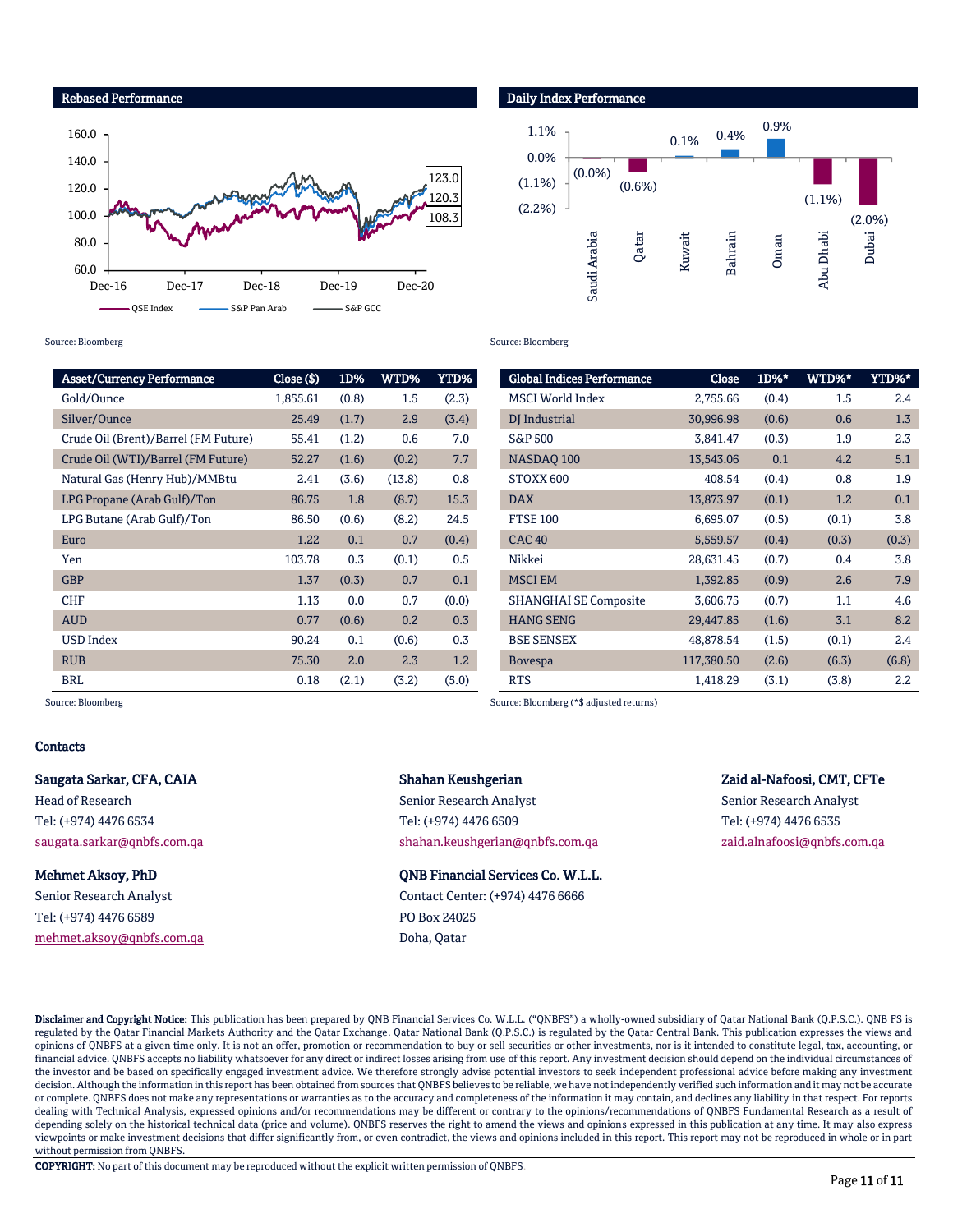## Rebased Performance

160.0
140.0
120.0
100.0
80.0
60.0

Dec-16
Dec-17
Dec-18
Dec-19
Dec-20

123.0
120.3
108.3

QSE Index
S&P Pan Arab
S&P GCC

Source: Bloomberg

## Daily Index Performance

1.1%
0.0%
(1.1%)
(2.2%)

(0.0%)
(0.6%)
0.1%
0.4%
0.9%
(1.1%)
(2.0%)

Saudi Arabia
Qatar
Kuwait
Bahrain
Oman
Abu Dhabi
Dubai

Source: Bloomberg

| Asset/Currency Performance | Close ($) | 1D% | WTD% | YTD% |
|---|---|---|---|---|
| Gold/Ounce | 1,855.61 | (0.8) | 1.5 | (2.3) |
| Silver/Ounce | 25.49 | (1.7) | 2.9 | (3.4) |
| Crude Oil (Brent)/Barrel (FM Future) | 55.41 | (1.2) | 0.6 | 7.0 |
| Crude Oil (WTI)/Barrel (FM Future) | 52.27 | (1.6) | (0.2) | 7.7 |
| Natural Gas (Henry Hub)/MMBtu | 2.41 | (3.6) | (13.8) | 0.8 |
| LPG Propane (Arab Gulf)/Ton | 86.75 | 1.8 | (8.7) | 15.3 |
| LPG Butane (Arab Gulf)/Ton | 86.50 | (0.6) | (8.2) | 24.5 |
| Euro | 1.22 | 0.1 | 0.7 | (0.4) |
| Yen | 103.78 | 0.3 | (0.1) | 0.5 |
| GBP | 1.37 | (0.3) | 0.7 | 0.1 |
| CHF | 1.13 | 0.0 | 0.7 | (0.0) |
| AUD | 0.77 | (0.6) | 0.2 | 0.3 |
| USD Index | 90.24 | 0.1 | (0.6) | 0.3 |
| RUB | 75.30 | 2.0 | 2.3 | 1.2 |
| BRL | 0.18 | (2.1) | (3.2) | (5.0) |

Source: Bloomberg

| Global Indices Performance | Close | 1D%* | WTD%* | YTD%* |
|---|---|---|---|---|
| MSCI World Index | 2,755.66 | (0.4) | 1.5 | 2.4 |
| DJ Industrial | 30,996.98 | (0.6) | 0.6 | 1.3 |
| S&P 500 | 3,841.47 | (0.3) | 1.9 | 2.3 |
| NASDAQ 100 | 13,543.06 | 0.1 | 4.2 | 5.1 |
| STOXX 600 | 408.54 | (0.4) | 0.8 | 1.9 |
| DAX | 13,873.97 | (0.1) | 1.2 | 0.1 |
| FTSE 100 | 6,695.07 | (0.5) | (0.1) | 3.8 |
| CAC 40 | 5,559.57 | (0.4) | (0.3) | (0.3) |
| Nikkei | 28,631.45 | (0.7) | 0.4 | 3.8 |
| MSCI EM | 1,392.85 | (0.9) | 2.6 | 7.9 |
| SHANGHAI SE Composite | 3,606.75 | (0.7) | 1.1 | 4.6 |
| HANG SENG | 29,447.85 | (1.6) | 3.1 | 8.2 |
| BSE SENSEX | 48,878.54 | (1.5) | (0.1) | 2.4 |
| Bovespa | 117,380.50 | (2.6) | (6.3) | (6.8) |
| RTS | 1,418.29 | (3.1) | (3.8) | 2.2 |

Source: Bloomberg (*$ adjusted returns)

## Contacts

**Saugata Sarkar, CFA, CAIA**
Head of Research
Tel: (+974) 4476 6534
saugata.sarkar@qnbfs.com.qa

**Shahan Keushgerian**
Senior Research Analyst
Tel: (+974) 4476 6509
shahan.keushgerian@qnbfs.com.qa

**Zaid al-Nafoosi, CMT, CFTe**
Senior Research Analyst
Tel: (+974) 4476 6535
zaid.alnafoosi@qnbfs.com.qa

**Mehmet Aksoy, PhD**
Senior Research Analyst
Tel: (+974) 4476 6589
mehmet.aksoy@qnbfs.com.qa

**QNB Financial Services Co. W.L.L.**
Contact Center: (+974) 4476 6666
PO Box 24025
Doha, Qatar

**Disclaimer and Copyright Notice:** This publication has been prepared by QNB Financial Services Co. W.L.L. ("QNBFS") a wholly-owned subsidiary of Qatar National Bank (Q.P.S.C.). QNB FS is regulated by the Qatar Financial Markets Authority and the Qatar Exchange. Qatar National Bank (Q.P.S.C.) is regulated by the Qatar Central Bank. This publication expresses the views and opinions of QNBFS at a given time only. It is not an offer, promotion or recommendation to buy or sell securities or other investments, nor is it intended to constitute legal, tax, accounting, or financial advice. QNBFS accepts no liability whatsoever for any direct or indirect losses arising from use of this report. Any investment decision should depend on the individual circumstances of the investor and be based on specifically engaged investment advice. We therefore strongly advise potential investors to seek independent professional advice before making any investment decision. Although the information in this report has been obtained from sources that QNBFS believes to be reliable, we have not independently verified such information and it may not be accurate or complete. QNBFS does not make any representations or warranties as to the accuracy and completeness of the information it may contain, and declines any liability in that respect. For reports dealing with Technical Analysis, expressed opinions and/or recommendations may be different or contrary to the opinions/recommendations of QNBFS Fundamental Research as a result of depending solely on the historical technical data (price and volume). QNBFS reserves the right to amend the views and opinions expressed in this publication at any time. It may also express viewpoints or make investment decisions that differ significantly from, or even contradict, the views and opinions included in this report. This report may not be reproduced in whole or in part without permission from QNBFS.

**COPYRIGHT:** No part of this document may be reproduced without the explicit written permission of QNBFS